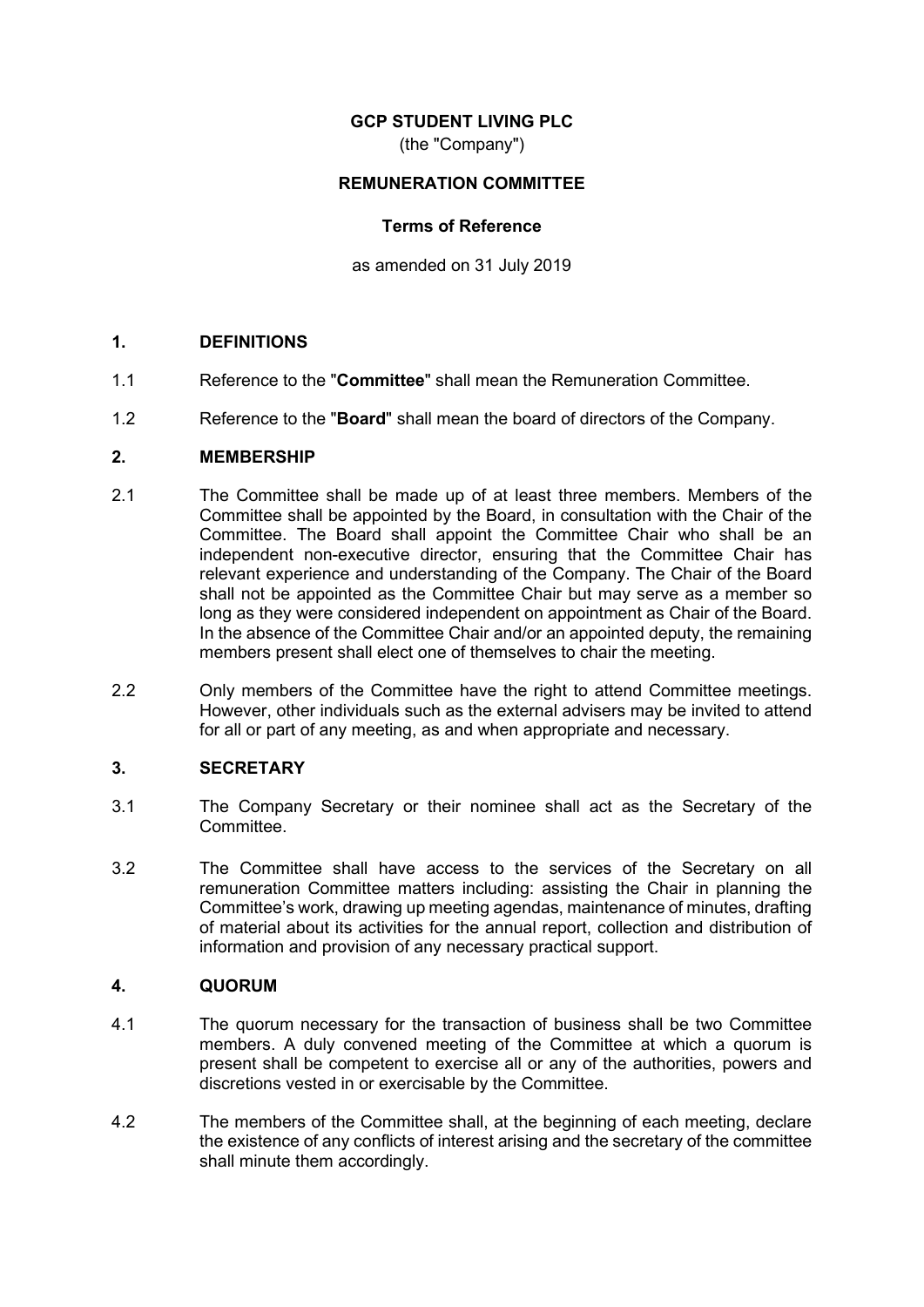**GCP STUDENT LIVING PLC**

(the "Company")

**REMUNERATION COMMITTEE**

**Terms of Reference**

as amended on 31 July 2019

## 1. DEFINITIONS

1.1 Reference to the "**Committee**" shall mean the Remuneration Committee.

1.2 Reference to the "**Board**" shall mean the board of directors of the Company.

## 2. MEMBERSHIP

2.1 The Committee shall be made up of at least three members. Members of the Committee shall be appointed by the Board, in consultation with the Chair of the Committee. The Board shall appoint the Committee Chair who shall be an independent non-executive director, ensuring that the Committee Chair has relevant experience and understanding of the Company. The Chair of the Board shall not be appointed as the Committee Chair but may serve as a member so long as they were considered independent on appointment as Chair of the Board. In the absence of the Committee Chair and/or an appointed deputy, the remaining members present shall elect one of themselves to chair the meeting.

2.2 Only members of the Committee have the right to attend Committee meetings. However, other individuals such as the external advisers may be invited to attend for all or part of any meeting, as and when appropriate and necessary.

## 3. SECRETARY

3.1 The Company Secretary or their nominee shall act as the Secretary of the Committee.

3.2 The Committee shall have access to the services of the Secretary on all remuneration Committee matters including: assisting the Chair in planning the Committee's work, drawing up meeting agendas, maintenance of minutes, drafting of material about its activities for the annual report, collection and distribution of information and provision of any necessary practical support.

## 4. QUORUM

4.1 The quorum necessary for the transaction of business shall be two Committee members. A duly convened meeting of the Committee at which a quorum is present shall be competent to exercise all or any of the authorities, powers and discretions vested in or exercisable by the Committee.

4.2 The members of the Committee shall, at the beginning of each meeting, declare the existence of any conflicts of interest arising and the secretary of the committee shall minute them accordingly.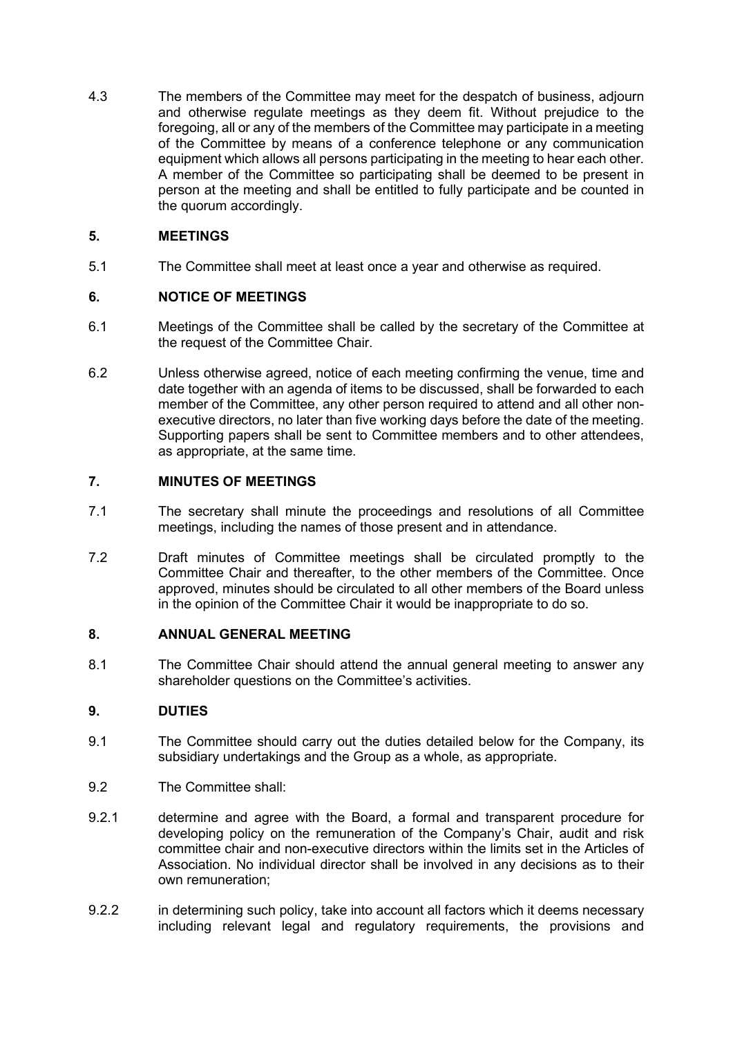4.3 The members of the Committee may meet for the despatch of business, adjourn and otherwise regulate meetings as they deem fit. Without prejudice to the foregoing, all or any of the members of the Committee may participate in a meeting of the Committee by means of a conference telephone or any communication equipment which allows all persons participating in the meeting to hear each other. A member of the Committee so participating shall be deemed to be present in person at the meeting and shall be entitled to fully participate and be counted in the quorum accordingly.

## 5. MEETINGS

5.1 The Committee shall meet at least once a year and otherwise as required.

## 6. NOTICE OF MEETINGS

6.1 Meetings of the Committee shall be called by the secretary of the Committee at the request of the Committee Chair.

6.2 Unless otherwise agreed, notice of each meeting confirming the venue, time and date together with an agenda of items to be discussed, shall be forwarded to each member of the Committee, any other person required to attend and all other non-executive directors, no later than five working days before the date of the meeting. Supporting papers shall be sent to Committee members and to other attendees, as appropriate, at the same time.

## 7. MINUTES OF MEETINGS

7.1 The secretary shall minute the proceedings and resolutions of all Committee meetings, including the names of those present and in attendance.

7.2 Draft minutes of Committee meetings shall be circulated promptly to the Committee Chair and thereafter, to the other members of the Committee. Once approved, minutes should be circulated to all other members of the Board unless in the opinion of the Committee Chair it would be inappropriate to do so.

## 8. ANNUAL GENERAL MEETING

8.1 The Committee Chair should attend the annual general meeting to answer any shareholder questions on the Committee's activities.

## 9. DUTIES

9.1 The Committee should carry out the duties detailed below for the Company, its subsidiary undertakings and the Group as a whole, as appropriate.

9.2 The Committee shall:

9.2.1 determine and agree with the Board, a formal and transparent procedure for developing policy on the remuneration of the Company's Chair, audit and risk committee chair and non-executive directors within the limits set in the Articles of Association. No individual director shall be involved in any decisions as to their own remuneration;

9.2.2 in determining such policy, take into account all factors which it deems necessary including relevant legal and regulatory requirements, the provisions and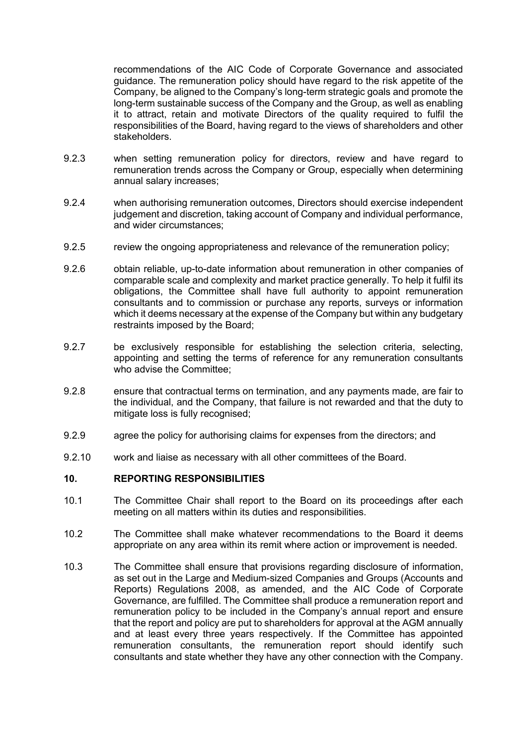recommendations of the AIC Code of Corporate Governance and associated guidance. The remuneration policy should have regard to the risk appetite of the Company, be aligned to the Company's long-term strategic goals and promote the long-term sustainable success of the Company and the Group, as well as enabling it to attract, retain and motivate Directors of the quality required to fulfil the responsibilities of the Board, having regard to the views of shareholders and other stakeholders.

9.2.3 when setting remuneration policy for directors, review and have regard to remuneration trends across the Company or Group, especially when determining annual salary increases;

9.2.4 when authorising remuneration outcomes, Directors should exercise independent judgement and discretion, taking account of Company and individual performance, and wider circumstances;

9.2.5 review the ongoing appropriateness and relevance of the remuneration policy;

9.2.6 obtain reliable, up-to-date information about remuneration in other companies of comparable scale and complexity and market practice generally. To help it fulfil its obligations, the Committee shall have full authority to appoint remuneration consultants and to commission or purchase any reports, surveys or information which it deems necessary at the expense of the Company but within any budgetary restraints imposed by the Board;

9.2.7 be exclusively responsible for establishing the selection criteria, selecting, appointing and setting the terms of reference for any remuneration consultants who advise the Committee;

9.2.8 ensure that contractual terms on termination, and any payments made, are fair to the individual, and the Company, that failure is not rewarded and that the duty to mitigate loss is fully recognised;

9.2.9 agree the policy for authorising claims for expenses from the directors; and

9.2.10 work and liaise as necessary with all other committees of the Board.

## 10. REPORTING RESPONSIBILITIES

10.1 The Committee Chair shall report to the Board on its proceedings after each meeting on all matters within its duties and responsibilities.

10.2 The Committee shall make whatever recommendations to the Board it deems appropriate on any area within its remit where action or improvement is needed.

10.3 The Committee shall ensure that provisions regarding disclosure of information, as set out in the Large and Medium-sized Companies and Groups (Accounts and Reports) Regulations 2008, as amended, and the AIC Code of Corporate Governance, are fulfilled. The Committee shall produce a remuneration report and remuneration policy to be included in the Company's annual report and ensure that the report and policy are put to shareholders for approval at the AGM annually and at least every three years respectively. If the Committee has appointed remuneration consultants, the remuneration report should identify such consultants and state whether they have any other connection with the Company.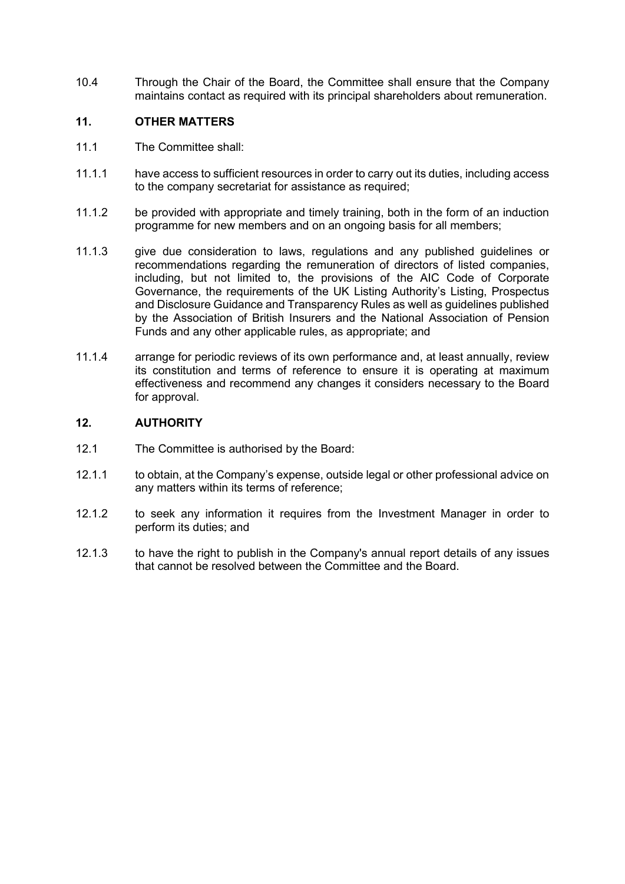10.4 Through the Chair of the Board, the Committee shall ensure that the Company maintains contact as required with its principal shareholders about remuneration.

## 11. OTHER MATTERS

11.1 The Committee shall:

11.1.1 have access to sufficient resources in order to carry out its duties, including access to the company secretariat for assistance as required;

11.1.2 be provided with appropriate and timely training, both in the form of an induction programme for new members and on an ongoing basis for all members;

11.1.3 give due consideration to laws, regulations and any published guidelines or recommendations regarding the remuneration of directors of listed companies, including, but not limited to, the provisions of the AIC Code of Corporate Governance, the requirements of the UK Listing Authority's Listing, Prospectus and Disclosure Guidance and Transparency Rules as well as guidelines published by the Association of British Insurers and the National Association of Pension Funds and any other applicable rules, as appropriate; and

11.1.4 arrange for periodic reviews of its own performance and, at least annually, review its constitution and terms of reference to ensure it is operating at maximum effectiveness and recommend any changes it considers necessary to the Board for approval.

## 12. AUTHORITY

12.1 The Committee is authorised by the Board:

12.1.1 to obtain, at the Company's expense, outside legal or other professional advice on any matters within its terms of reference;

12.1.2 to seek any information it requires from the Investment Manager in order to perform its duties; and

12.1.3 to have the right to publish in the Company's annual report details of any issues that cannot be resolved between the Committee and the Board.